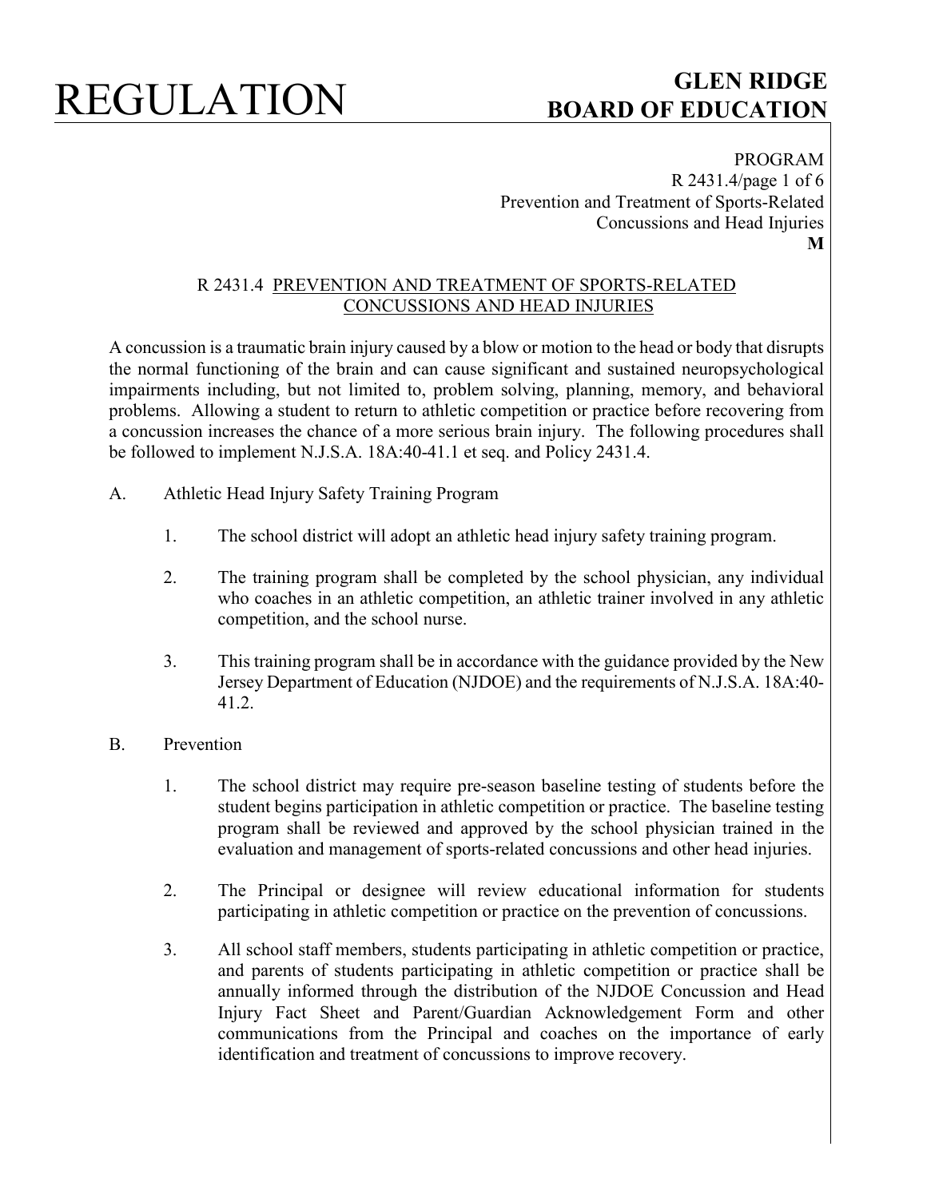# R 2431.4 PREVENTION AND TREATMENT OF SPORTS-RELATED CONCUSSIONS AND HEAD INJURIES

A concussion is a traumatic brain injury caused by a blow or motion to the head or body that disrupts the normal functioning of the brain and can cause significant and sustained neuropsychological impairments including, but not limited to, problem solving, planning, memory, and behavioral problems. Allowing a student to return to athletic competition or practice before recovering from a concussion increases the chance of a more serious brain injury. The following procedures shall be followed to implement N.J.S.A. 18A:40-41.1 et seq. and Policy 2431.4.

A. Athletic Head Injury Safety Training Program

   1. The school district will adopt an athletic head injury safety training program.

   2. The training program shall be completed by the school physician, any individual who coaches in an athletic competition, an athletic trainer involved in any athletic competition, and the school nurse.

   3. This training program shall be in accordance with the guidance provided by the New Jersey Department of Education (NJDOE) and the requirements of N.J.S.A. 18A:40-41.2.

B. Prevention

   1. The school district may require pre-season baseline testing of students before the student begins participation in athletic competition or practice. The baseline testing program shall be reviewed and approved by the school physician trained in the evaluation and management of sports-related concussions and other head injuries.

   2. The Principal or designee will review educational information for students participating in athletic competition or practice on the prevention of concussions.

   3. All school staff members, students participating in athletic competition or practice, and parents of students participating in athletic competition or practice shall be annually informed through the distribution of the NJDOE Concussion and Head Injury Fact Sheet and Parent/Guardian Acknowledgement Form and other communications from the Principal and coaches on the importance of early identification and treatment of concussions to improve recovery.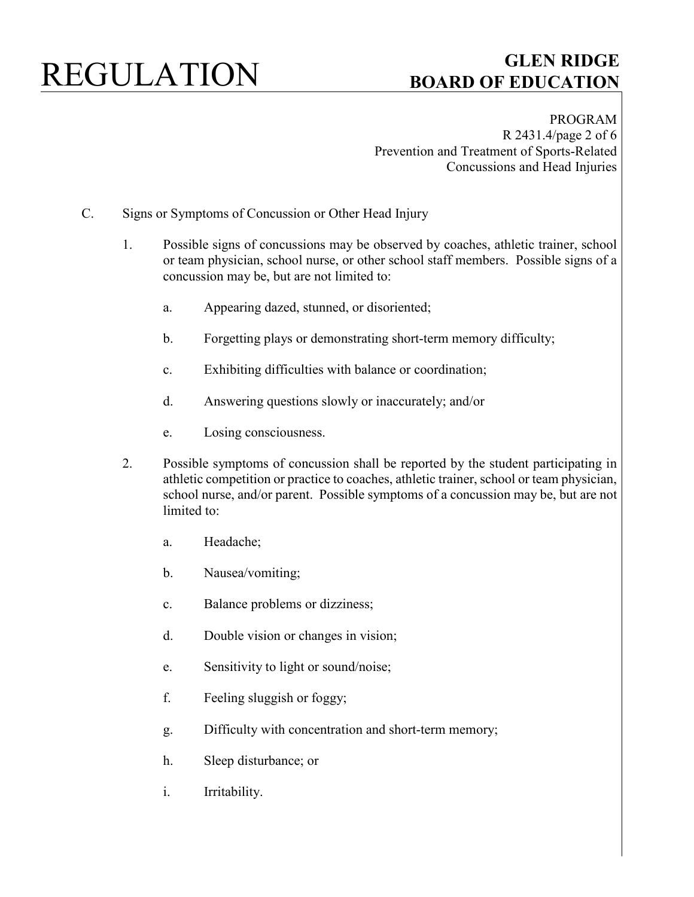C. Signs or Symptoms of Concussion or Other Head Injury

1. Possible signs of concussions may be observed by coaches, athletic trainer, school or team physician, school nurse, or other school staff members. Possible signs of a concussion may be, but are not limited to:

   a. Appearing dazed, stunned, or disoriented;

   b. Forgetting plays or demonstrating short-term memory difficulty;

   c. Exhibiting difficulties with balance or coordination;

   d. Answering questions slowly or inaccurately; and/or

   e. Losing consciousness.

2. Possible symptoms of concussion shall be reported by the student participating in athletic competition or practice to coaches, athletic trainer, school or team physician, school nurse, and/or parent. Possible symptoms of a concussion may be, but are not limited to:

   a. Headache;

   b. Nausea/vomiting;

   c. Balance problems or dizziness;

   d. Double vision or changes in vision;

   e. Sensitivity to light or sound/noise;

   f. Feeling sluggish or foggy;

   g. Difficulty with concentration and short-term memory;

   h. Sleep disturbance; or

   i. Irritability.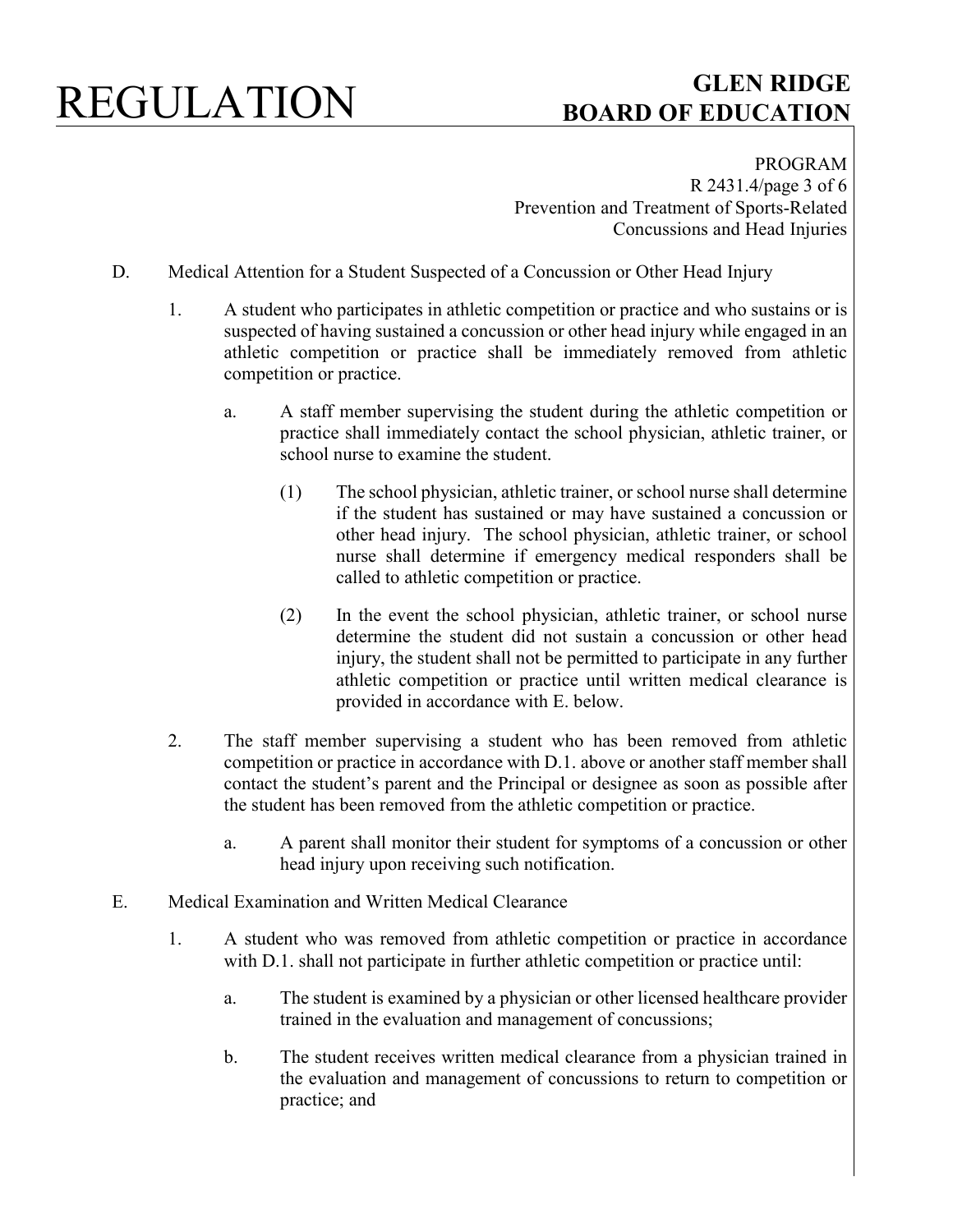D. Medical Attention for a Student Suspected of a Concussion or Other Head Injury

1. A student who participates in athletic competition or practice and who sustains or is suspected of having sustained a concussion or other head injury while engaged in an athletic competition or practice shall be immediately removed from athletic competition or practice.

   a. A staff member supervising the student during the athletic competition or practice shall immediately contact the school physician, athletic trainer, or school nurse to examine the student.

      (1) The school physician, athletic trainer, or school nurse shall determine if the student has sustained or may have sustained a concussion or other head injury. The school physician, athletic trainer, or school nurse shall determine if emergency medical responders shall be called to athletic competition or practice.

      (2) In the event the school physician, athletic trainer, or school nurse determine the student did not sustain a concussion or other head injury, the student shall not be permitted to participate in any further athletic competition or practice until written medical clearance is provided in accordance with E. below.

2. The staff member supervising a student who has been removed from athletic competition or practice in accordance with D.1. above or another staff member shall contact the student's parent and the Principal or designee as soon as possible after the student has been removed from the athletic competition or practice.

   a. A parent shall monitor their student for symptoms of a concussion or other head injury upon receiving such notification.

E. Medical Examination and Written Medical Clearance

1. A student who was removed from athletic competition or practice in accordance with D.1. shall not participate in further athletic competition or practice until:

   a. The student is examined by a physician or other licensed healthcare provider trained in the evaluation and management of concussions;

   b. The student receives written medical clearance from a physician trained in the evaluation and management of concussions to return to competition or practice; and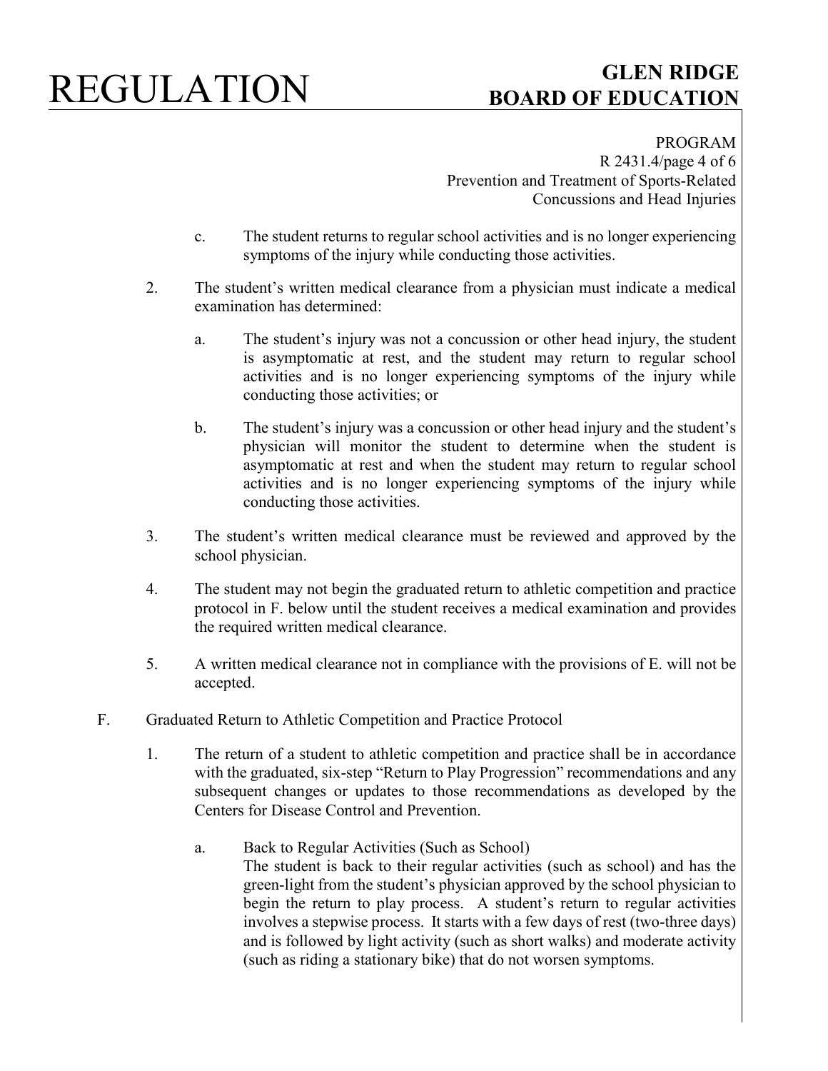c. The student returns to regular school activities and is no longer experiencing symptoms of the injury while conducting those activities.

2. The student's written medical clearance from a physician must indicate a medical examination has determined:

   a. The student's injury was not a concussion or other head injury, the student is asymptomatic at rest, and the student may return to regular school activities and is no longer experiencing symptoms of the injury while conducting those activities; or

   b. The student's injury was a concussion or other head injury and the student's physician will monitor the student to determine when the student is asymptomatic at rest and when the student may return to regular school activities and is no longer experiencing symptoms of the injury while conducting those activities.

3. The student's written medical clearance must be reviewed and approved by the school physician.

4. The student may not begin the graduated return to athletic competition and practice protocol in F. below until the student receives a medical examination and provides the required written medical clearance.

5. A written medical clearance not in compliance with the provisions of E. will not be accepted.

F. Graduated Return to Athletic Competition and Practice Protocol

1. The return of a student to athletic competition and practice shall be in accordance with the graduated, six-step "Return to Play Progression" recommendations and any subsequent changes or updates to those recommendations as developed by the Centers for Disease Control and Prevention.

   a. Back to Regular Activities (Such as School)
   The student is back to their regular activities (such as school) and has the green-light from the student's physician approved by the school physician to begin the return to play process. A student's return to regular activities involves a stepwise process. It starts with a few days of rest (two-three days) and is followed by light activity (such as short walks) and moderate activity (such as riding a stationary bike) that do not worsen symptoms.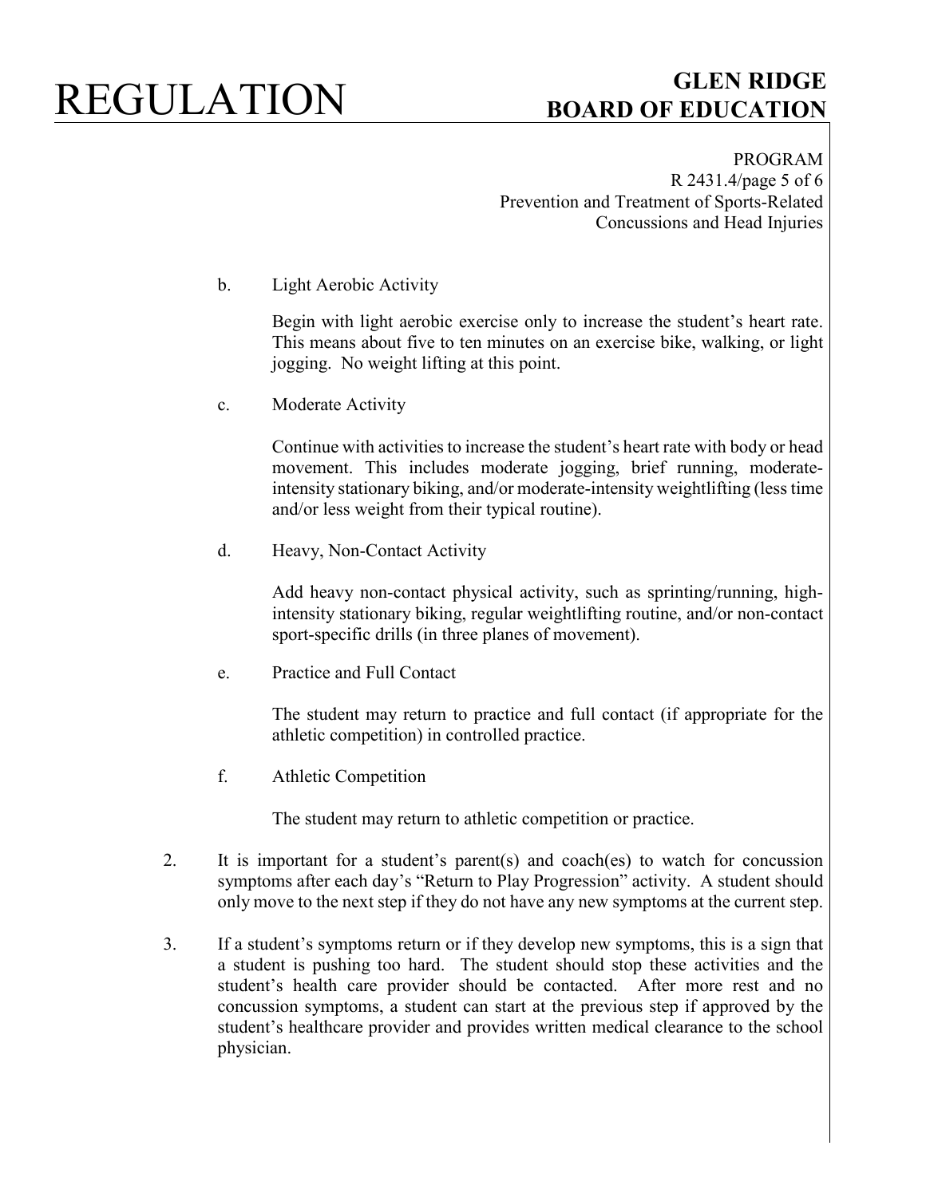b. Light Aerobic Activity

Begin with light aerobic exercise only to increase the student's heart rate. This means about five to ten minutes on an exercise bike, walking, or light jogging. No weight lifting at this point.

c. Moderate Activity

Continue with activities to increase the student's heart rate with body or head movement. This includes moderate jogging, brief running, moderate-intensity stationary biking, and/or moderate-intensity weightlifting (less time and/or less weight from their typical routine).

d. Heavy, Non-Contact Activity

Add heavy non-contact physical activity, such as sprinting/running, high-intensity stationary biking, regular weightlifting routine, and/or non-contact sport-specific drills (in three planes of movement).

e. Practice and Full Contact

The student may return to practice and full contact (if appropriate for the athletic competition) in controlled practice.

f. Athletic Competition

The student may return to athletic competition or practice.

2. It is important for a student's parent(s) and coach(es) to watch for concussion symptoms after each day's "Return to Play Progression" activity. A student should only move to the next step if they do not have any new symptoms at the current step.

3. If a student's symptoms return or if they develop new symptoms, this is a sign that a student is pushing too hard. The student should stop these activities and the student's health care provider should be contacted. After more rest and no concussion symptoms, a student can start at the previous step if approved by the student's healthcare provider and provides written medical clearance to the school physician.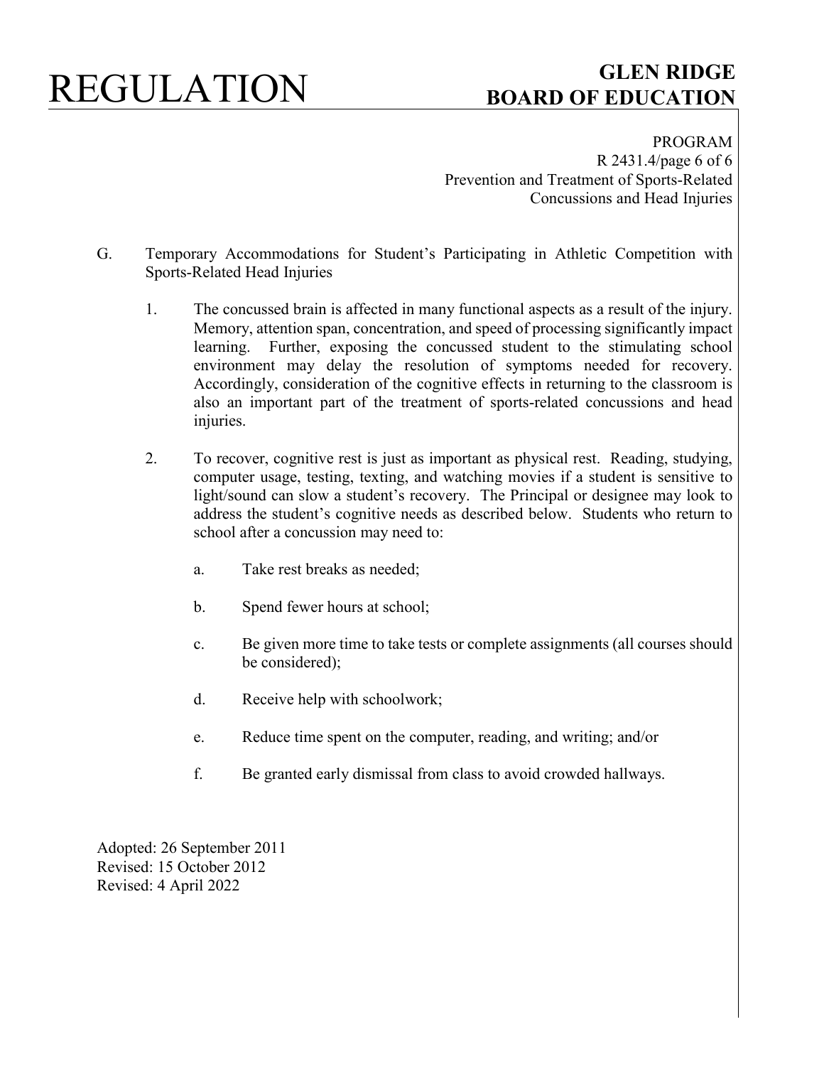G. Temporary Accommodations for Student's Participating in Athletic Competition with Sports-Related Head Injuries

1. The concussed brain is affected in many functional aspects as a result of the injury. Memory, attention span, concentration, and speed of processing significantly impact learning. Further, exposing the concussed student to the stimulating school environment may delay the resolution of symptoms needed for recovery. Accordingly, consideration of the cognitive effects in returning to the classroom is also an important part of the treatment of sports-related concussions and head injuries.

2. To recover, cognitive rest is just as important as physical rest. Reading, studying, computer usage, testing, texting, and watching movies if a student is sensitive to light/sound can slow a student's recovery. The Principal or designee may look to address the student's cognitive needs as described below. Students who return to school after a concussion may need to:

   a. Take rest breaks as needed;

   b. Spend fewer hours at school;

   c. Be given more time to take tests or complete assignments (all courses should be considered);

   d. Receive help with schoolwork;

   e. Reduce time spent on the computer, reading, and writing; and/or

   f. Be granted early dismissal from class to avoid crowded hallways.

Adopted: 26 September 2011
Revised: 15 October 2012
Revised: 4 April 2022